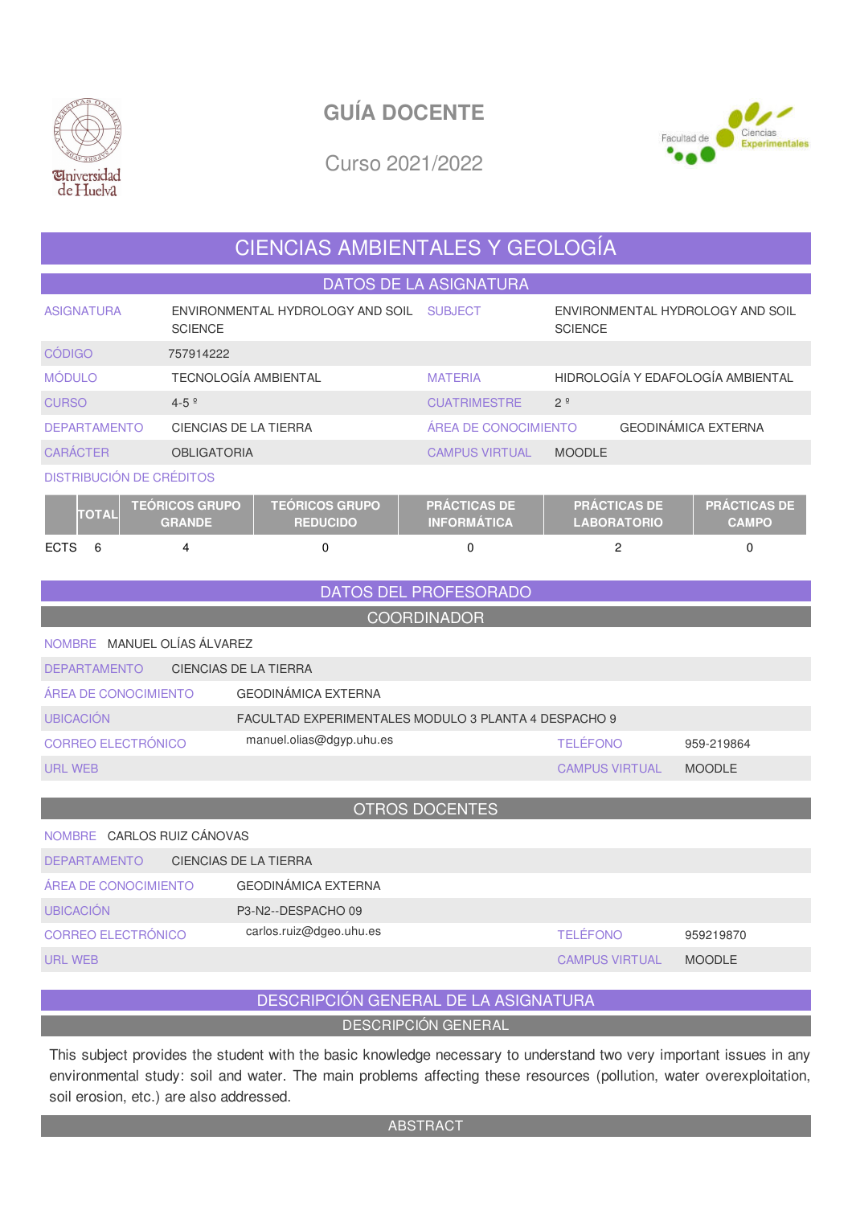# GUÍA DOCENTE

Curso 2021/2022

## CIENCIAS AMBIENTALES Y GEOLOGÍA

### DATOS DE LA ASIGNATURA

| | | | |
|---|---|---|---|
| ASIGNATURA | ENVIRONMENTAL HYDROLOGY AND SOIL SCIENCE | SUBJECT | ENVIRONMENTAL HYDROLOGY AND SOIL SCIENCE |
| CÓDIGO | 757914222 | | |
| MÓDULO | TECNOLOGÍA AMBIENTAL | MATERIA | HIDROLOGÍA Y EDAFOLOGÍA AMBIENTAL |
| CURSO | 4-5 º | CUATRIMESTRE | 2 º |
| DEPARTAMENTO | CIENCIAS DE LA TIERRA | ÁREA DE CONOCIMIENTO | GEODINÁMICA EXTERNA |
| CARÁCTER | OBLIGATORIA | CAMPUS VIRTUAL | MOODLE |

DISTRIBUCIÓN DE CRÉDITOS

| | TOTAL | TEÓRICOS GRUPO GRANDE | TEÓRICOS GRUPO REDUCIDO | PRÁCTICAS DE INFORMÁTICA | PRÁCTICAS DE LABORATORIO | PRÁCTICAS DE CAMPO |
|---|---|---|---|---|---|---|
| ECTS | 6 | 4 | 0 | 0 | 2 | 0 |

### DATOS DEL PROFESORADO

#### COORDINADOR

| | | | |
|---|---|---|---|
| NOMBRE | MANUEL OLÍAS ÁLVAREZ | | |
| DEPARTAMENTO | CIENCIAS DE LA TIERRA | | |
| ÁREA DE CONOCIMIENTO | GEODINÁMICA EXTERNA | | |
| UBICACIÓN | FACULTAD EXPERIMENTALES MODULO 3 PLANTA 4 DESPACHO 9 | | |
| CORREO ELECTRÓNICO | manuel.olias@dgyp.uhu.es | TELÉFONO | 959-219864 |
| URL WEB | | CAMPUS VIRTUAL | MOODLE |

#### OTROS DOCENTES

| | | | |
|---|---|---|---|
| NOMBRE | CARLOS RUIZ CÁNOVAS | | |
| DEPARTAMENTO | CIENCIAS DE LA TIERRA | | |
| ÁREA DE CONOCIMIENTO | GEODINÁMICA EXTERNA | | |
| UBICACIÓN | P3-N2--DESPACHO 09 | | |
| CORREO ELECTRÓNICO | carlos.ruiz@dgeo.uhu.es | TELÉFONO | 959219870 |
| URL WEB | | CAMPUS VIRTUAL | MOODLE |

### DESCRIPCIÓN GENERAL DE LA ASIGNATURA

#### DESCRIPCIÓN GENERAL

This subject provides the student with the basic knowledge necessary to understand two very important issues in any environmental study: soil and water. The main problems affecting these resources (pollution, water overexploitation, soil erosion, etc.) are also addressed.

#### ABSTRACT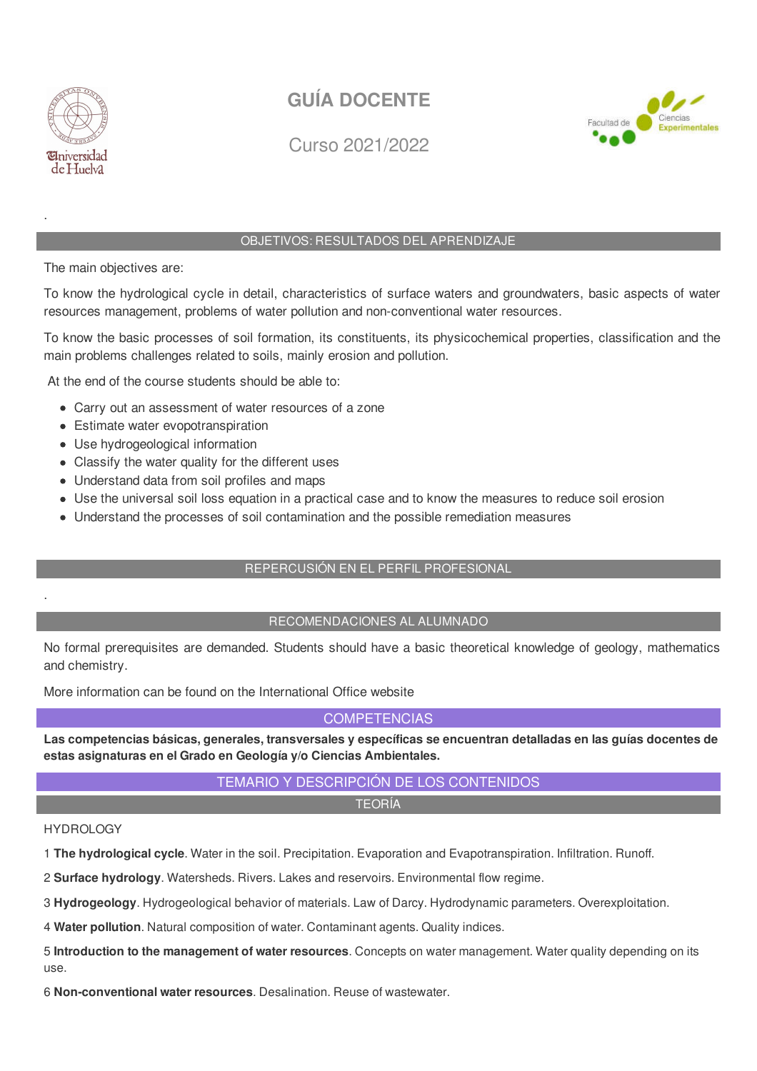# GUÍA DOCENTE

Curso 2021/2022

.

## OBJETIVOS: RESULTADOS DEL APRENDIZAJE

The main objectives are:

To know the hydrological cycle in detail, characteristics of surface waters and groundwaters, basic aspects of water resources management, problems of water pollution and non-conventional water resources.

To know the basic processes of soil formation, its constituents, its physicochemical properties, classification and the main problems challenges related to soils, mainly erosion and pollution.

At the end of the course students should be able to:

- Carry out an assessment of water resources of a zone
- Estimate water evopotranspiration
- Use hydrogeological information
- Classify the water quality for the different uses
- Understand data from soil profiles and maps
- Use the universal soil loss equation in a practical case and to know the measures to reduce soil erosion
- Understand the processes of soil contamination and the possible remediation measures

## REPERCUSIÓN EN EL PERFIL PROFESIONAL

.

## RECOMENDACIONES AL ALUMNADO

No formal prerequisites are demanded. Students should have a basic theoretical knowledge of geology, mathematics and chemistry.

More information can be found on the International Office website

## COMPETENCIAS

**Las competencias básicas, generales, transversales y específicas se encuentran detalladas en las guías docentes de estas asignaturas en el Grado en Geología y/o Ciencias Ambientales.**

## TEMARIO Y DESCRIPCIÓN DE LOS CONTENIDOS

### TEORÍA

HYDROLOGY

1 **The hydrological cycle**. Water in the soil. Precipitation. Evaporation and Evapotranspiration. Infiltration. Runoff.

2 **Surface hydrology**. Watersheds. Rivers. Lakes and reservoirs. Environmental flow regime.

3 **Hydrogeology**. Hydrogeological behavior of materials. Law of Darcy. Hydrodynamic parameters. Overexploitation.

4 **Water pollution**. Natural composition of water. Contaminant agents. Quality indices.

5 **Introduction to the management of water resources**. Concepts on water management. Water quality depending on its use.

6 **Non-conventional water resources**. Desalination. Reuse of wastewater.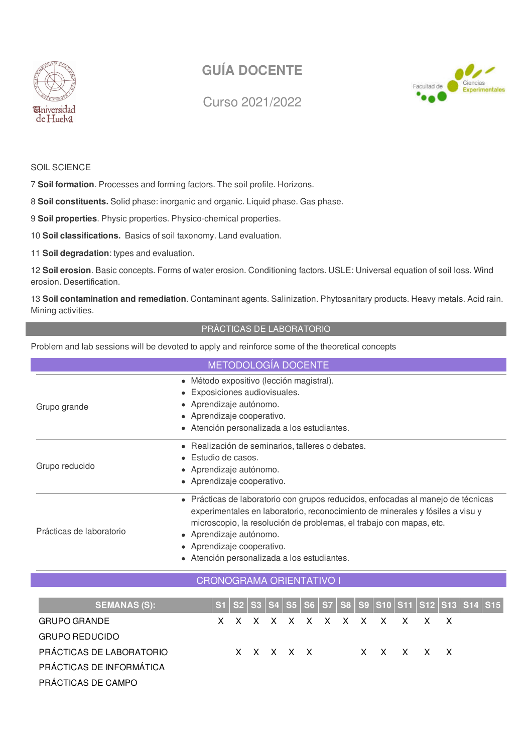SOIL SCIENCE

7 **Soil formation**. Processes and forming factors. The soil profile. Horizons.

8 **Soil constituents.** Solid phase: inorganic and organic. Liquid phase. Gas phase.

9 **Soil properties**. Physic properties. Physico-chemical properties.

10 **Soil classifications.** Basics of soil taxonomy. Land evaluation.

11 **Soil degradation**: types and evaluation.

12 **Soil erosion**. Basic concepts. Forms of water erosion. Conditioning factors. USLE: Universal equation of soil loss. Wind erosion. Desertification.

13 **Soil contamination and remediation**. Contaminant agents. Salinization. Phytosanitary products. Heavy metals. Acid rain. Mining activities.

## PRÁCTICAS DE LABORATORIO

Problem and lab sessions will be devoted to apply and reinforce some of the theoretical concepts

## METODOLOGÍA DOCENTE

| | |
|---|---|
| Grupo grande | • Método expositivo (lección magistral).<br>• Exposiciones audiovisuales.<br>• Aprendizaje autónomo.<br>• Aprendizaje cooperativo.<br>• Atención personalizada a los estudiantes. |
| Grupo reducido | • Realización de seminarios, talleres o debates.<br>• Estudio de casos.<br>• Aprendizaje autónomo.<br>• Aprendizaje cooperativo. |
| Prácticas de laboratorio | • Prácticas de laboratorio con grupos reducidos, enfocadas al manejo de técnicas experimentales en laboratorio, reconocimiento de minerales y fósiles a visu y microscopio, la resolución de problemas, el trabajo con mapas, etc.<br>• Aprendizaje autónomo.<br>• Aprendizaje cooperativo.<br>• Atención personalizada a los estudiantes. |

## CRONOGRAMA ORIENTATIVO I

| SEMANAS (S): | S1 | S2 | S3 | S4 | S5 | S6 | S7 | S8 | S9 | S10 | S11 | S12 | S13 | S14 | S15 |
|---|---|---|---|---|---|---|---|---|---|---|---|---|---|---|---|
| GRUPO GRANDE | X | X | X | X | X | X | X | X | X | X | X | X | X | | |
| GRUPO REDUCIDO | | | | | | | | | | | | | | | |
| PRÁCTICAS DE LABORATORIO | | X | X | X | X | X | | | X | X | X | X | X | | |
| PRÁCTICAS DE INFORMÁTICA | | | | | | | | | | | | | | | |
| PRÁCTICAS DE CAMPO | | | | | | | | | | | | | | | |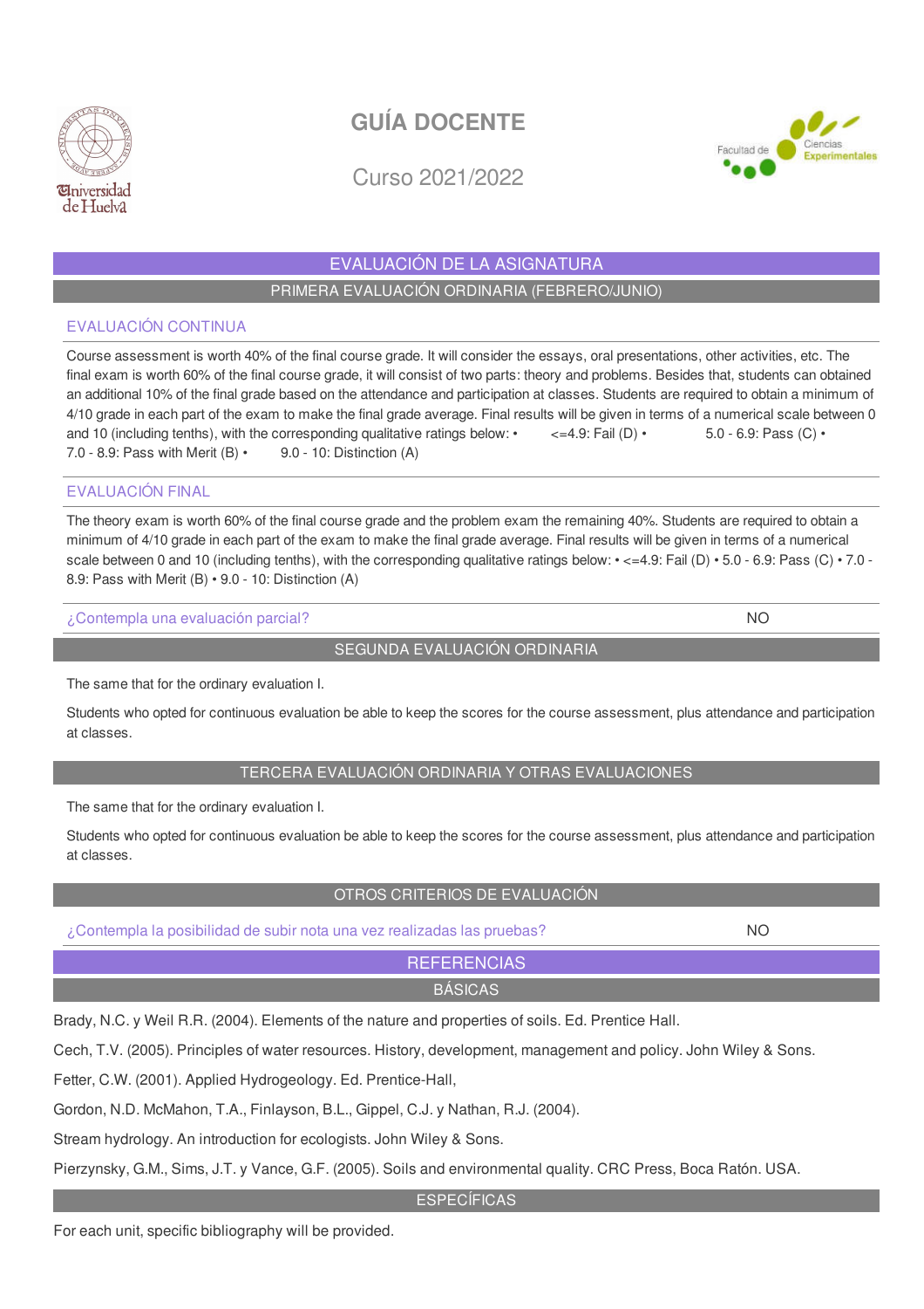# GUÍA DOCENTE

Curso 2021/2022

## EVALUACIÓN DE LA ASIGNATURA

### PRIMERA EVALUACIÓN ORDINARIA (FEBRERO/JUNIO)

#### EVALUACIÓN CONTINUA

Course assessment is worth 40% of the final course grade. It will consider the essays, oral presentations, other activities, etc. The final exam is worth 60% of the final course grade, it will consist of two parts: theory and problems. Besides that, students can obtained an additional 10% of the final grade based on the attendance and participation at classes. Students are required to obtain a minimum of 4/10 grade in each part of the exam to make the final grade average. Final results will be given in terms of a numerical scale between 0 and 10 (including tenths), with the corresponding qualitative ratings below: • <=4.9: Fail (D) • 5.0 - 6.9: Pass (C) • 7.0 - 8.9: Pass with Merit (B) • 9.0 - 10: Distinction (A)

#### EVALUACIÓN FINAL

The theory exam is worth 60% of the final course grade and the problem exam the remaining 40%. Students are required to obtain a minimum of 4/10 grade in each part of the exam to make the final grade average. Final results will be given in terms of a numerical scale between 0 and 10 (including tenths), with the corresponding qualitative ratings below: • <=4.9: Fail (D) • 5.0 - 6.9: Pass (C) • 7.0 - 8.9: Pass with Merit (B) • 9.0 - 10: Distinction (A)

| | |
|---|---|
| ¿Contempla una evaluación parcial? | NO |

### SEGUNDA EVALUACIÓN ORDINARIA

The same that for the ordinary evaluation I.

Students who opted for continuous evaluation be able to keep the scores for the course assessment, plus attendance and participation at classes.

### TERCERA EVALUACIÓN ORDINARIA Y OTRAS EVALUACIONES

The same that for the ordinary evaluation I.

Students who opted for continuous evaluation be able to keep the scores for the course assessment, plus attendance and participation at classes.

### OTROS CRITERIOS DE EVALUACIÓN

| | |
|---|---|
| ¿Contempla la posibilidad de subir nota una vez realizadas las pruebas? | NO |

## REFERENCIAS

### BÁSICAS

Brady, N.C. y Weil R.R. (2004). Elements of the nature and properties of soils. Ed. Prentice Hall.

Cech, T.V. (2005). Principles of water resources. History, development, management and policy. John Wiley & Sons.

Fetter, C.W. (2001). Applied Hydrogeology. Ed. Prentice-Hall,

Gordon, N.D. McMahon, T.A., Finlayson, B.L., Gippel, C.J. y Nathan, R.J. (2004).

Stream hydrology. An introduction for ecologists. John Wiley & Sons.

Pierzynsky, G.M., Sims, J.T. y Vance, G.F. (2005). Soils and environmental quality. CRC Press, Boca Ratón. USA.

### ESPECÍFICAS

For each unit, specific bibliography will be provided.